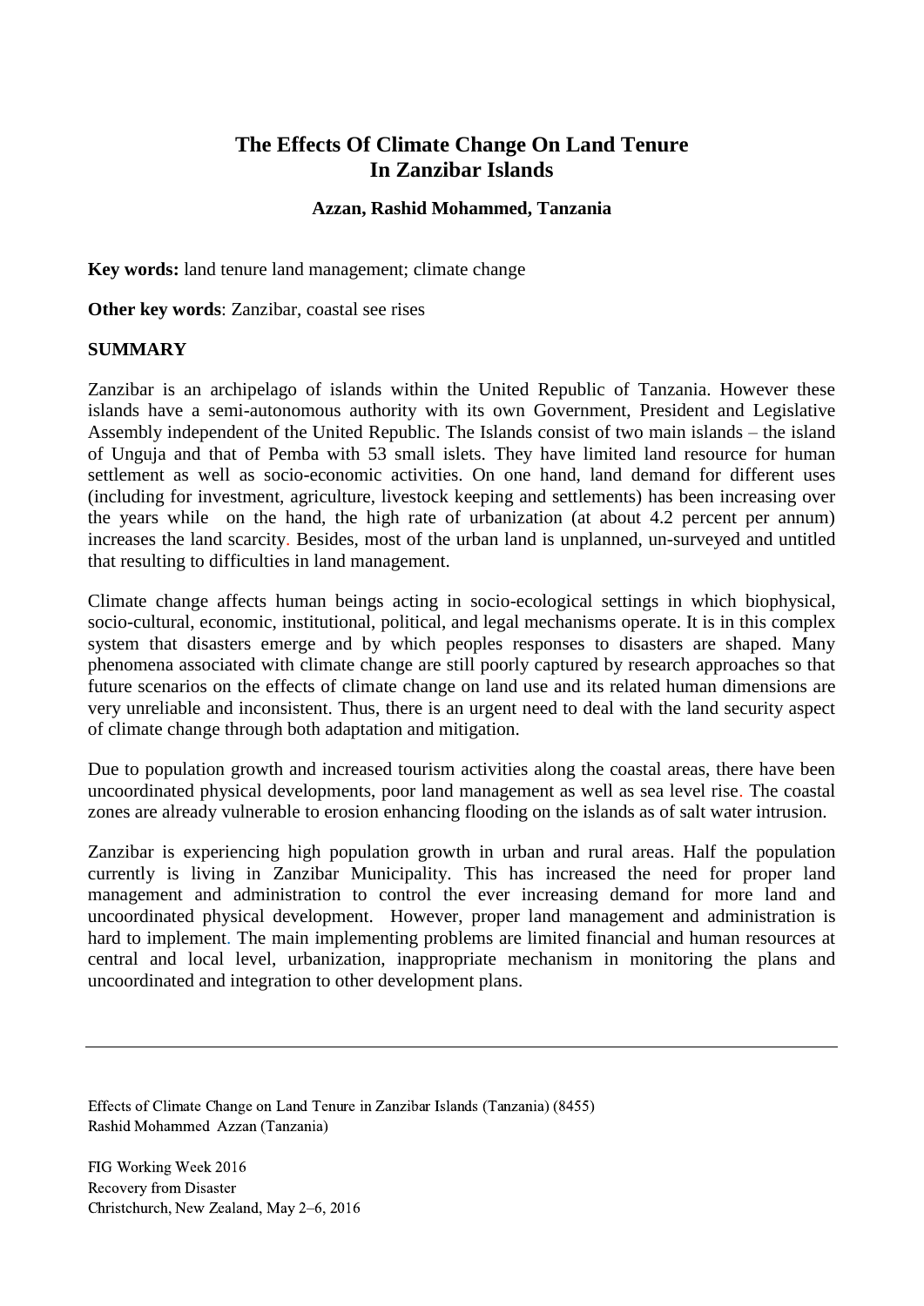# The Effects Of Climate Change On Land Tenure In Zanzibar Islands

**Azzan, Rashid Mohammed, Tanzania**

**Key words:** land tenure land management; climate change

**Other key words**: Zanzibar, coastal see rises

## SUMMARY

Zanzibar is an archipelago of islands within the United Republic of Tanzania. However these islands have a semi-autonomous authority with its own Government, President and Legislative Assembly independent of the United Republic. The Islands consist of two main islands – the island of Unguja and that of Pemba with 53 small islets. They have limited land resource for human settlement as well as socio-economic activities. On one hand, land demand for different uses (including for investment, agriculture, livestock keeping and settlements) has been increasing over the years while on the hand, the high rate of urbanization (at about 4.2 percent per annum) increases the land scarcity. Besides, most of the urban land is unplanned, un-surveyed and untitled that resulting to difficulties in land management.

Climate change affects human beings acting in socio-ecological settings in which biophysical, socio-cultural, economic, institutional, political, and legal mechanisms operate. It is in this complex system that disasters emerge and by which peoples responses to disasters are shaped. Many phenomena associated with climate change are still poorly captured by research approaches so that future scenarios on the effects of climate change on land use and its related human dimensions are very unreliable and inconsistent. Thus, there is an urgent need to deal with the land security aspect of climate change through both adaptation and mitigation.

Due to population growth and increased tourism activities along the coastal areas, there have been uncoordinated physical developments, poor land management as well as sea level rise. The coastal zones are already vulnerable to erosion enhancing flooding on the islands as of salt water intrusion.

Zanzibar is experiencing high population growth in urban and rural areas. Half the population currently is living in Zanzibar Municipality. This has increased the need for proper land management and administration to control the ever increasing demand for more land and uncoordinated physical development. However, proper land management and administration is hard to implement. The main implementing problems are limited financial and human resources at central and local level, urbanization, inappropriate mechanism in monitoring the plans and uncoordinated and integration to other development plans.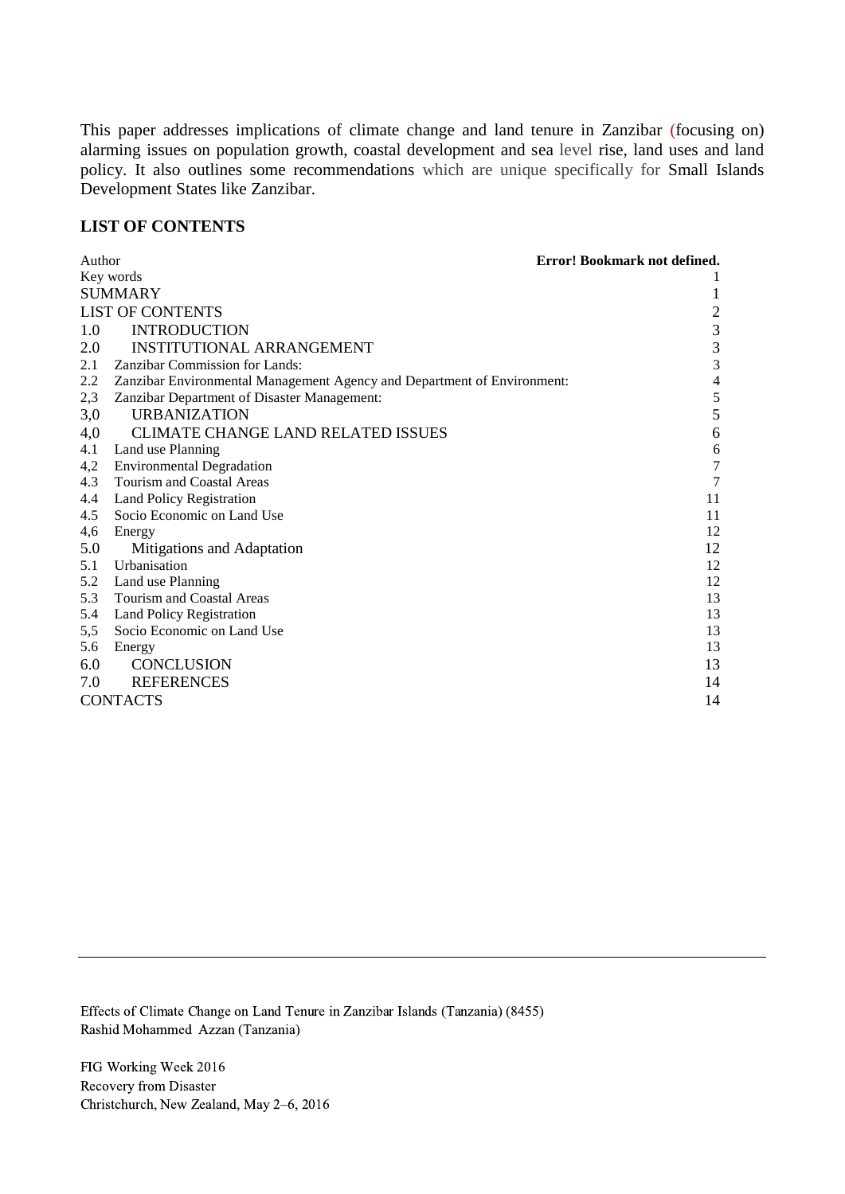This paper addresses implications of climate change and land tenure in Zanzibar (focusing on) alarming issues on population growth, coastal development and sea level rise, land uses and land policy. It also outlines some recommendations which are unique specifically for Small Islands Development States like Zanzibar.

## LIST OF CONTENTS

| | |
|---|---|
| Author | **Error! Bookmark not defined.** |
| Key words | 1 |
| SUMMARY | 1 |
| LIST OF CONTENTS | 2 |
| 1.0 INTRODUCTION | 3 |
| 2.0 INSTITUTIONAL ARRANGEMENT | 3 |
| 2.1 Zanzibar Commission for Lands: | 3 |
| 2.2 Zanzibar Environmental Management Agency and Department of Environment: | 4 |
| 2,3 Zanzibar Department of Disaster Management: | 5 |
| 3,0 URBANIZATION | 5 |
| 4,0 CLIMATE CHANGE LAND RELATED ISSUES | 6 |
| 4.1 Land use Planning | 6 |
| 4,2 Environmental Degradation | 7 |
| 4.3 Tourism and Coastal Areas | 7 |
| 4.4 Land Policy Registration | 11 |
| 4.5 Socio Economic on Land Use | 11 |
| 4,6 Energy | 12 |
| 5.0 Mitigations and Adaptation | 12 |
| 5.1 Urbanisation | 12 |
| 5.2 Land use Planning | 12 |
| 5.3 Tourism and Coastal Areas | 13 |
| 5.4 Land Policy Registration | 13 |
| 5,5 Socio Economic on Land Use | 13 |
| 5.6 Energy | 13 |
| 6.0 CONCLUSION | 13 |
| 7.0 REFERENCES | 14 |
| CONTACTS | 14 |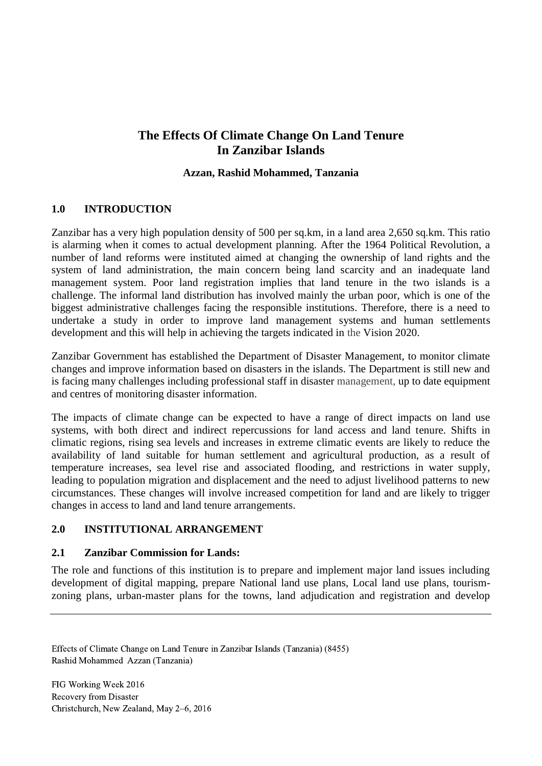# The Effects Of Climate Change On Land Tenure In Zanzibar Islands

**Azzan, Rashid Mohammed, Tanzania**

## 1.0 INTRODUCTION

Zanzibar has a very high population density of 500 per sq.km, in a land area 2,650 sq.km. This ratio is alarming when it comes to actual development planning. After the 1964 Political Revolution, a number of land reforms were instituted aimed at changing the ownership of land rights and the system of land administration, the main concern being land scarcity and an inadequate land management system. Poor land registration implies that land tenure in the two islands is a challenge. The informal land distribution has involved mainly the urban poor, which is one of the biggest administrative challenges facing the responsible institutions. Therefore, there is a need to undertake a study in order to improve land management systems and human settlements development and this will help in achieving the targets indicated in the Vision 2020.

Zanzibar Government has established the Department of Disaster Management, to monitor climate changes and improve information based on disasters in the islands. The Department is still new and is facing many challenges including professional staff in disaster management, up to date equipment and centres of monitoring disaster information.

The impacts of climate change can be expected to have a range of direct impacts on land use systems, with both direct and indirect repercussions for land access and land tenure. Shifts in climatic regions, rising sea levels and increases in extreme climatic events are likely to reduce the availability of land suitable for human settlement and agricultural production, as a result of temperature increases, sea level rise and associated flooding, and restrictions in water supply, leading to population migration and displacement and the need to adjust livelihood patterns to new circumstances. These changes will involve increased competition for land and are likely to trigger changes in access to land and land tenure arrangements.

## 2.0 INSTITUTIONAL ARRANGEMENT

### 2.1 Zanzibar Commission for Lands:

The role and functions of this institution is to prepare and implement major land issues including development of digital mapping, prepare National land use plans, Local land use plans, tourism-zoning plans, urban-master plans for the towns, land adjudication and registration and develop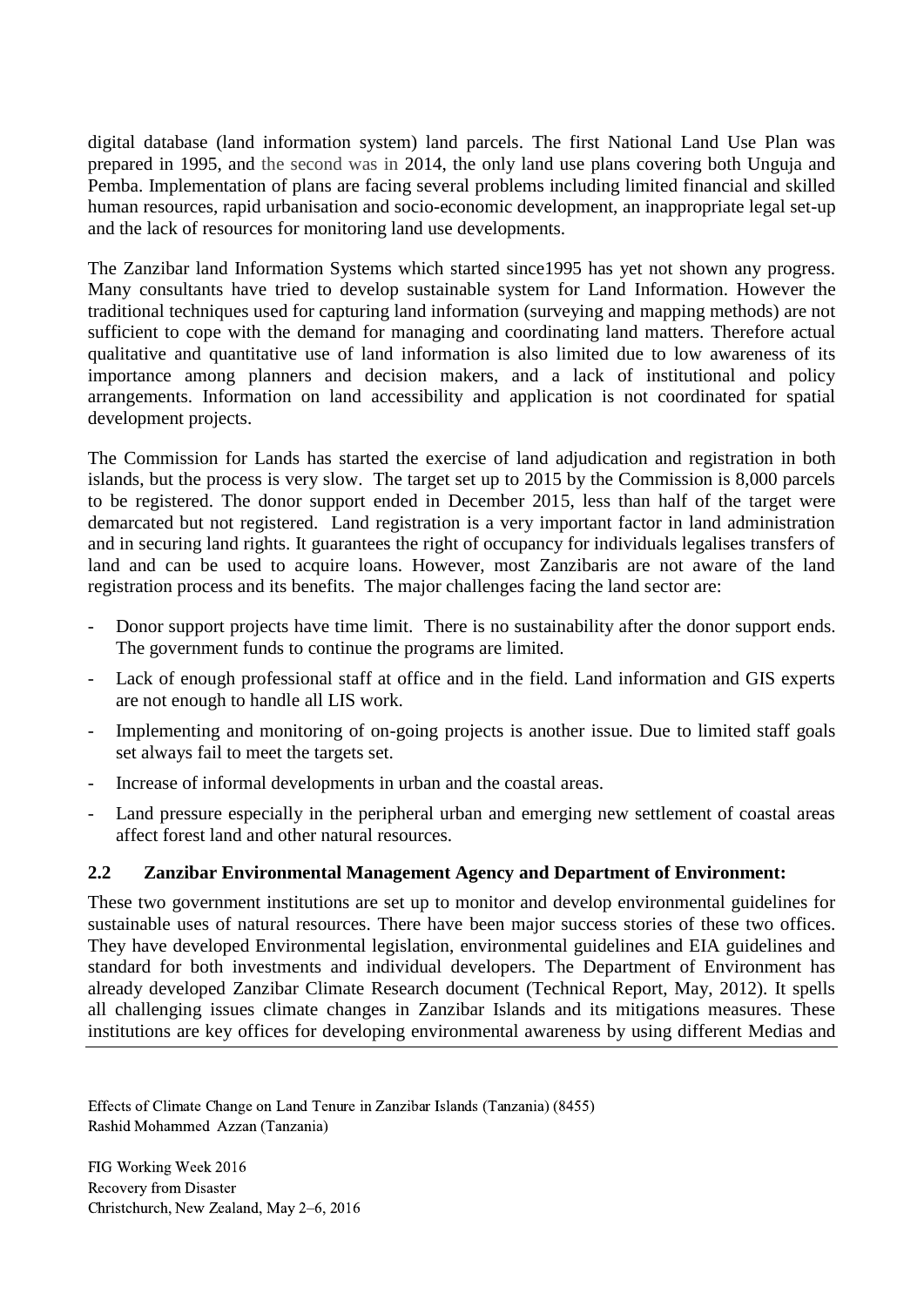digital database (land information system) land parcels. The first National Land Use Plan was prepared in 1995, and the second was in 2014, the only land use plans covering both Unguja and Pemba. Implementation of plans are facing several problems including limited financial and skilled human resources, rapid urbanisation and socio-economic development, an inappropriate legal set-up and the lack of resources for monitoring land use developments.

The Zanzibar land Information Systems which started since1995 has yet not shown any progress. Many consultants have tried to develop sustainable system for Land Information. However the traditional techniques used for capturing land information (surveying and mapping methods) are not sufficient to cope with the demand for managing and coordinating land matters. Therefore actual qualitative and quantitative use of land information is also limited due to low awareness of its importance among planners and decision makers, and a lack of institutional and policy arrangements. Information on land accessibility and application is not coordinated for spatial development projects.

The Commission for Lands has started the exercise of land adjudication and registration in both islands, but the process is very slow. The target set up to 2015 by the Commission is 8,000 parcels to be registered. The donor support ended in December 2015, less than half of the target were demarcated but not registered. Land registration is a very important factor in land administration and in securing land rights. It guarantees the right of occupancy for individuals legalises transfers of land and can be used to acquire loans. However, most Zanzibaris are not aware of the land registration process and its benefits. The major challenges facing the land sector are:

- Donor support projects have time limit. There is no sustainability after the donor support ends. The government funds to continue the programs are limited.
- Lack of enough professional staff at office and in the field. Land information and GIS experts are not enough to handle all LIS work.
- Implementing and monitoring of on-going projects is another issue. Due to limited staff goals set always fail to meet the targets set.
- Increase of informal developments in urban and the coastal areas.
- Land pressure especially in the peripheral urban and emerging new settlement of coastal areas affect forest land and other natural resources.

### 2.2 Zanzibar Environmental Management Agency and Department of Environment:

These two government institutions are set up to monitor and develop environmental guidelines for sustainable uses of natural resources. There have been major success stories of these two offices. They have developed Environmental legislation, environmental guidelines and EIA guidelines and standard for both investments and individual developers. The Department of Environment has already developed Zanzibar Climate Research document (Technical Report, May, 2012). It spells all challenging issues climate changes in Zanzibar Islands and its mitigations measures. These institutions are key offices for developing environmental awareness by using different Medias and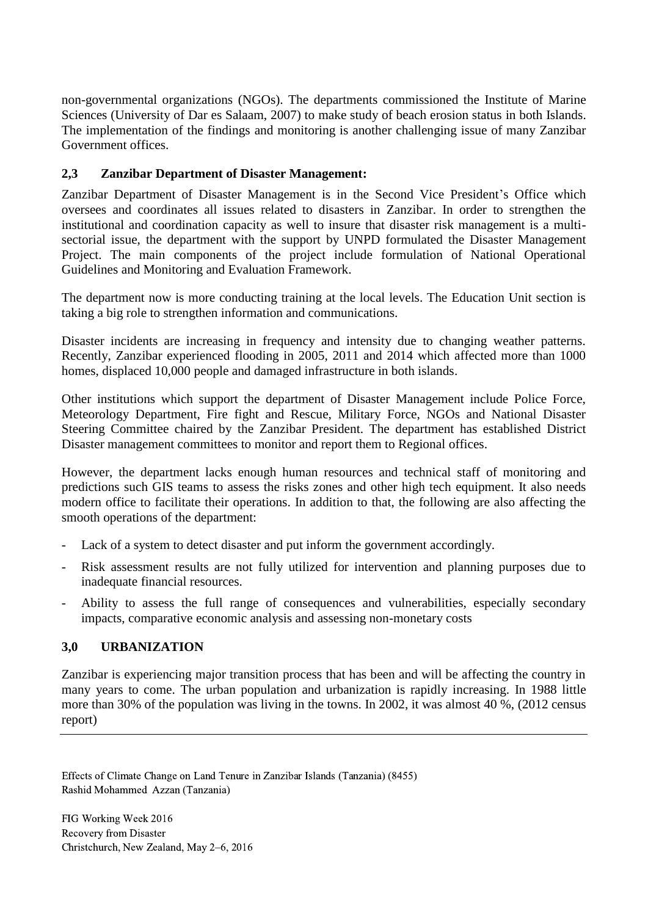non-governmental organizations (NGOs). The departments commissioned the Institute of Marine Sciences (University of Dar es Salaam, 2007) to make study of beach erosion status in both Islands. The implementation of the findings and monitoring is another challenging issue of many Zanzibar Government offices.

### 2,3 Zanzibar Department of Disaster Management:

Zanzibar Department of Disaster Management is in the Second Vice President's Office which oversees and coordinates all issues related to disasters in Zanzibar. In order to strengthen the institutional and coordination capacity as well to insure that disaster risk management is a multi-sectorial issue, the department with the support by UNPD formulated the Disaster Management Project. The main components of the project include formulation of National Operational Guidelines and Monitoring and Evaluation Framework.

The department now is more conducting training at the local levels. The Education Unit section is taking a big role to strengthen information and communications.

Disaster incidents are increasing in frequency and intensity due to changing weather patterns. Recently, Zanzibar experienced flooding in 2005, 2011 and 2014 which affected more than 1000 homes, displaced 10,000 people and damaged infrastructure in both islands.

Other institutions which support the department of Disaster Management include Police Force, Meteorology Department, Fire fight and Rescue, Military Force, NGOs and National Disaster Steering Committee chaired by the Zanzibar President. The department has established District Disaster management committees to monitor and report them to Regional offices.

However, the department lacks enough human resources and technical staff of monitoring and predictions such GIS teams to assess the risks zones and other high tech equipment. It also needs modern office to facilitate their operations. In addition to that, the following are also affecting the smooth operations of the department:

- Lack of a system to detect disaster and put inform the government accordingly.
- Risk assessment results are not fully utilized for intervention and planning purposes due to inadequate financial resources.
- Ability to assess the full range of consequences and vulnerabilities, especially secondary impacts, comparative economic analysis and assessing non-monetary costs

## 3,0 URBANIZATION

Zanzibar is experiencing major transition process that has been and will be affecting the country in many years to come. The urban population and urbanization is rapidly increasing. In 1988 little more than 30% of the population was living in the towns. In 2002, it was almost 40 %, (2012 census report)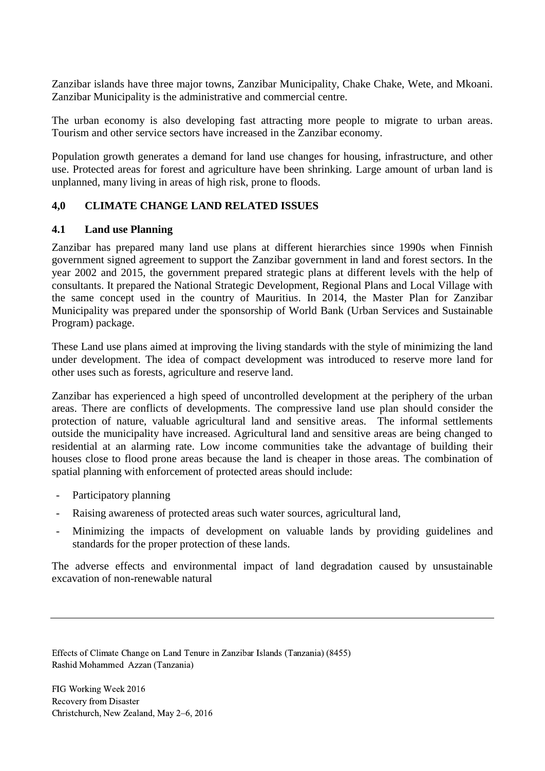Zanzibar islands have three major towns, Zanzibar Municipality, Chake Chake, Wete, and Mkoani. Zanzibar Municipality is the administrative and commercial centre.

The urban economy is also developing fast attracting more people to migrate to urban areas. Tourism and other service sectors have increased in the Zanzibar economy.

Population growth generates a demand for land use changes for housing, infrastructure, and other use. Protected areas for forest and agriculture have been shrinking. Large amount of urban land is unplanned, many living in areas of high risk, prone to floods.

## 4,0 CLIMATE CHANGE LAND RELATED ISSUES

### 4.1 Land use Planning

Zanzibar has prepared many land use plans at different hierarchies since 1990s when Finnish government signed agreement to support the Zanzibar government in land and forest sectors. In the year 2002 and 2015, the government prepared strategic plans at different levels with the help of consultants. It prepared the National Strategic Development, Regional Plans and Local Village with the same concept used in the country of Mauritius. In 2014, the Master Plan for Zanzibar Municipality was prepared under the sponsorship of World Bank (Urban Services and Sustainable Program) package.

These Land use plans aimed at improving the living standards with the style of minimizing the land under development. The idea of compact development was introduced to reserve more land for other uses such as forests, agriculture and reserve land.

Zanzibar has experienced a high speed of uncontrolled development at the periphery of the urban areas. There are conflicts of developments. The compressive land use plan should consider the protection of nature, valuable agricultural land and sensitive areas. The informal settlements outside the municipality have increased. Agricultural land and sensitive areas are being changed to residential at an alarming rate. Low income communities take the advantage of building their houses close to flood prone areas because the land is cheaper in those areas. The combination of spatial planning with enforcement of protected areas should include:

- Participatory planning
- Raising awareness of protected areas such water sources, agricultural land,
- Minimizing the impacts of development on valuable lands by providing guidelines and standards for the proper protection of these lands.

The adverse effects and environmental impact of land degradation caused by unsustainable excavation of non-renewable natural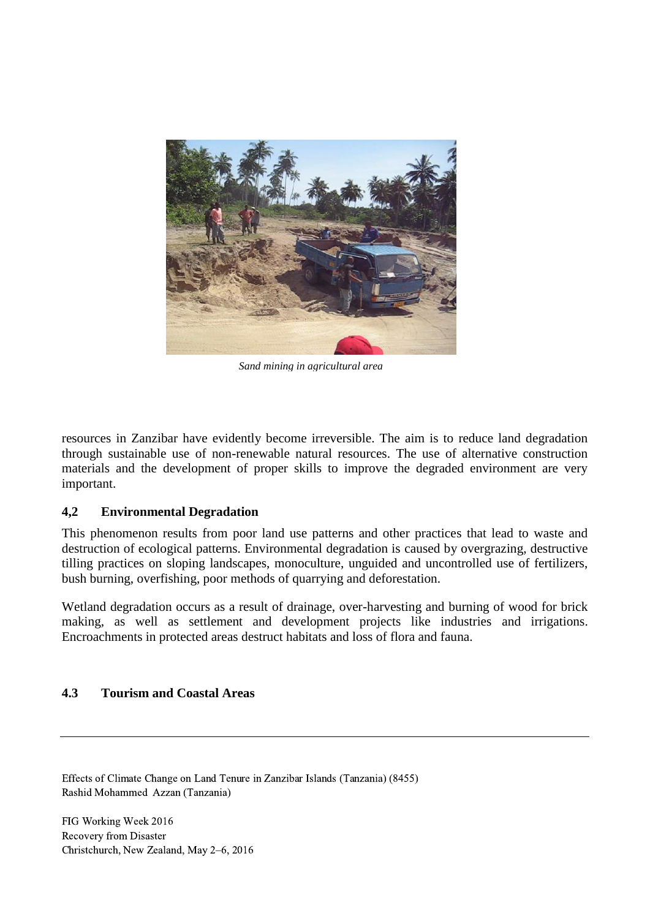*Sand mining in agricultural area*

resources in Zanzibar have evidently become irreversible. The aim is to reduce land degradation through sustainable use of non-renewable natural resources. The use of alternative construction materials and the development of proper skills to improve the degraded environment are very important.

### 4,2 Environmental Degradation

This phenomenon results from poor land use patterns and other practices that lead to waste and destruction of ecological patterns. Environmental degradation is caused by overgrazing, destructive tilling practices on sloping landscapes, monoculture, unguided and uncontrolled use of fertilizers, bush burning, overfishing, poor methods of quarrying and deforestation.

Wetland degradation occurs as a result of drainage, over-harvesting and burning of wood for brick making, as well as settlement and development projects like industries and irrigations. Encroachments in protected areas destruct habitats and loss of flora and fauna.

### 4.3 Tourism and Coastal Areas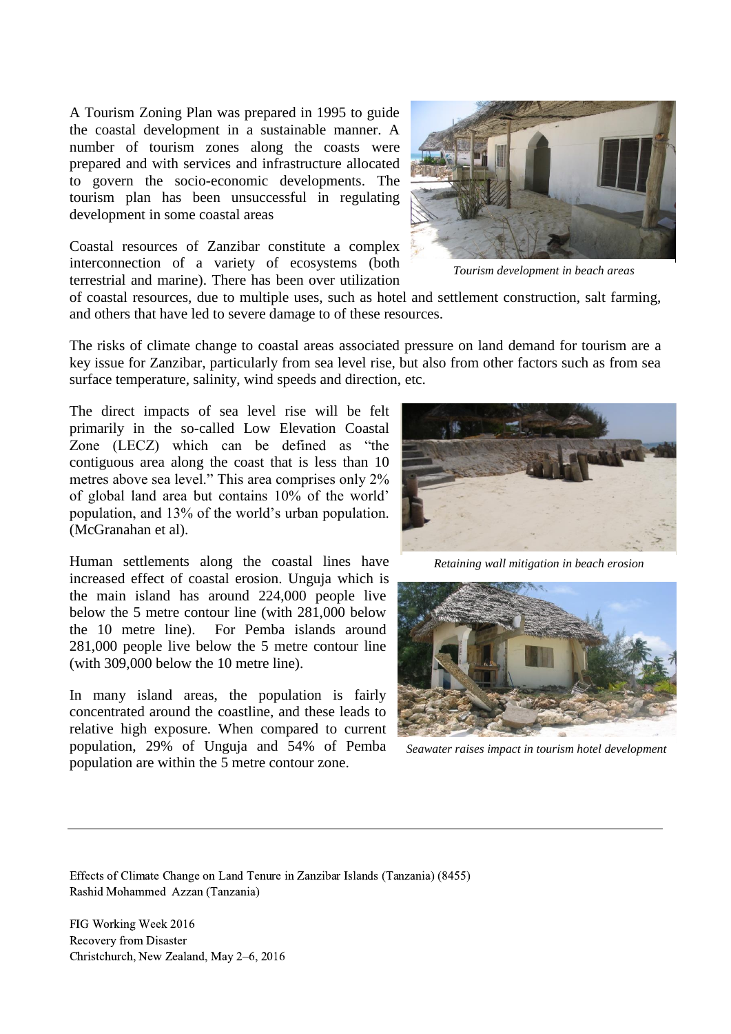A Tourism Zoning Plan was prepared in 1995 to guide the coastal development in a sustainable manner. A number of tourism zones along the coasts were prepared and with services and infrastructure allocated to govern the socio-economic developments. The tourism plan has been unsuccessful in regulating development in some coastal areas

*Tourism development in beach areas*

Coastal resources of Zanzibar constitute a complex interconnection of a variety of ecosystems (both terrestrial and marine). There has been over utilization of coastal resources, due to multiple uses, such as hotel and settlement construction, salt farming, and others that have led to severe damage to of these resources.

The risks of climate change to coastal areas associated pressure on land demand for tourism are a key issue for Zanzibar, particularly from sea level rise, but also from other factors such as from sea surface temperature, salinity, wind speeds and direction, etc.

The direct impacts of sea level rise will be felt primarily in the so-called Low Elevation Coastal Zone (LECZ) which can be defined as "the contiguous area along the coast that is less than 10 metres above sea level." This area comprises only 2% of global land area but contains 10% of the world' population, and 13% of the world's urban population. (McGranahan et al).

*Retaining wall mitigation in beach erosion*

Human settlements along the coastal lines have increased effect of coastal erosion. Unguja which is the main island has around 224,000 people live below the 5 metre contour line (with 281,000 below the 10 metre line). For Pemba islands around 281,000 people live below the 5 metre contour line (with 309,000 below the 10 metre line).

In many island areas, the population is fairly concentrated around the coastline, and these leads to relative high exposure. When compared to current population, 29% of Unguja and 54% of Pemba population are within the 5 metre contour zone.

*Seawater raises impact in tourism hotel development*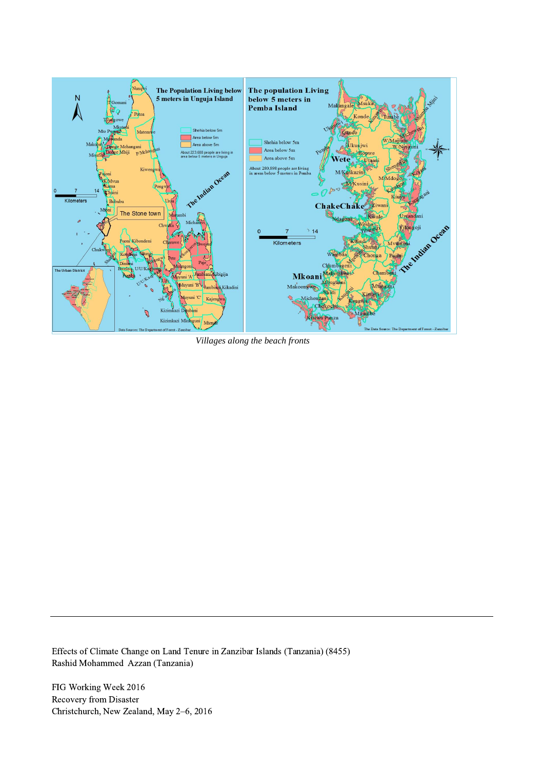*Villages along the beach fronts*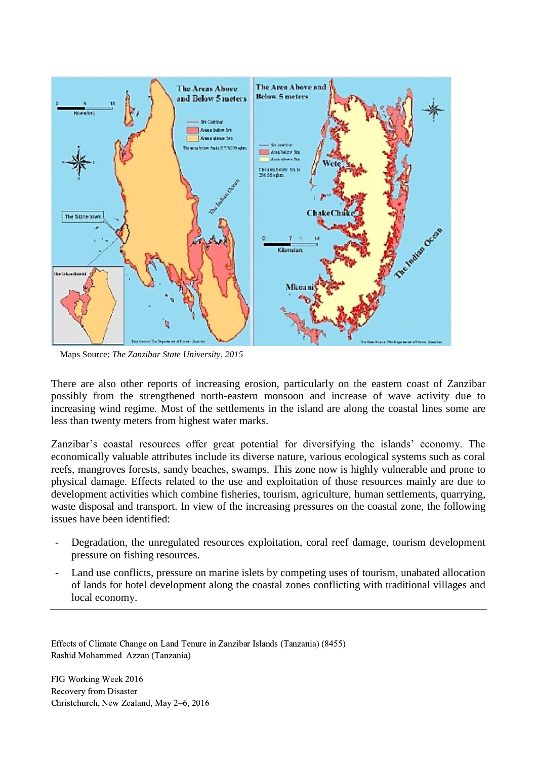Maps Source: *The Zanzibar State University, 2015*

There are also other reports of increasing erosion, particularly on the eastern coast of Zanzibar possibly from the strengthened north-eastern monsoon and increase of wave activity due to increasing wind regime. Most of the settlements in the island are along the coastal lines some are less than twenty meters from highest water marks.

Zanzibar's coastal resources offer great potential for diversifying the islands' economy. The economically valuable attributes include its diverse nature, various ecological systems such as coral reefs, mangroves forests, sandy beaches, swamps. This zone now is highly vulnerable and prone to physical damage. Effects related to the use and exploitation of those resources mainly are due to development activities which combine fisheries, tourism, agriculture, human settlements, quarrying, waste disposal and transport. In view of the increasing pressures on the coastal zone, the following issues have been identified:

- Degradation, the unregulated resources exploitation, coral reef damage, tourism development pressure on fishing resources.
- Land use conflicts, pressure on marine islets by competing uses of tourism, unabated allocation of lands for hotel development along the coastal zones conflicting with traditional villages and local economy.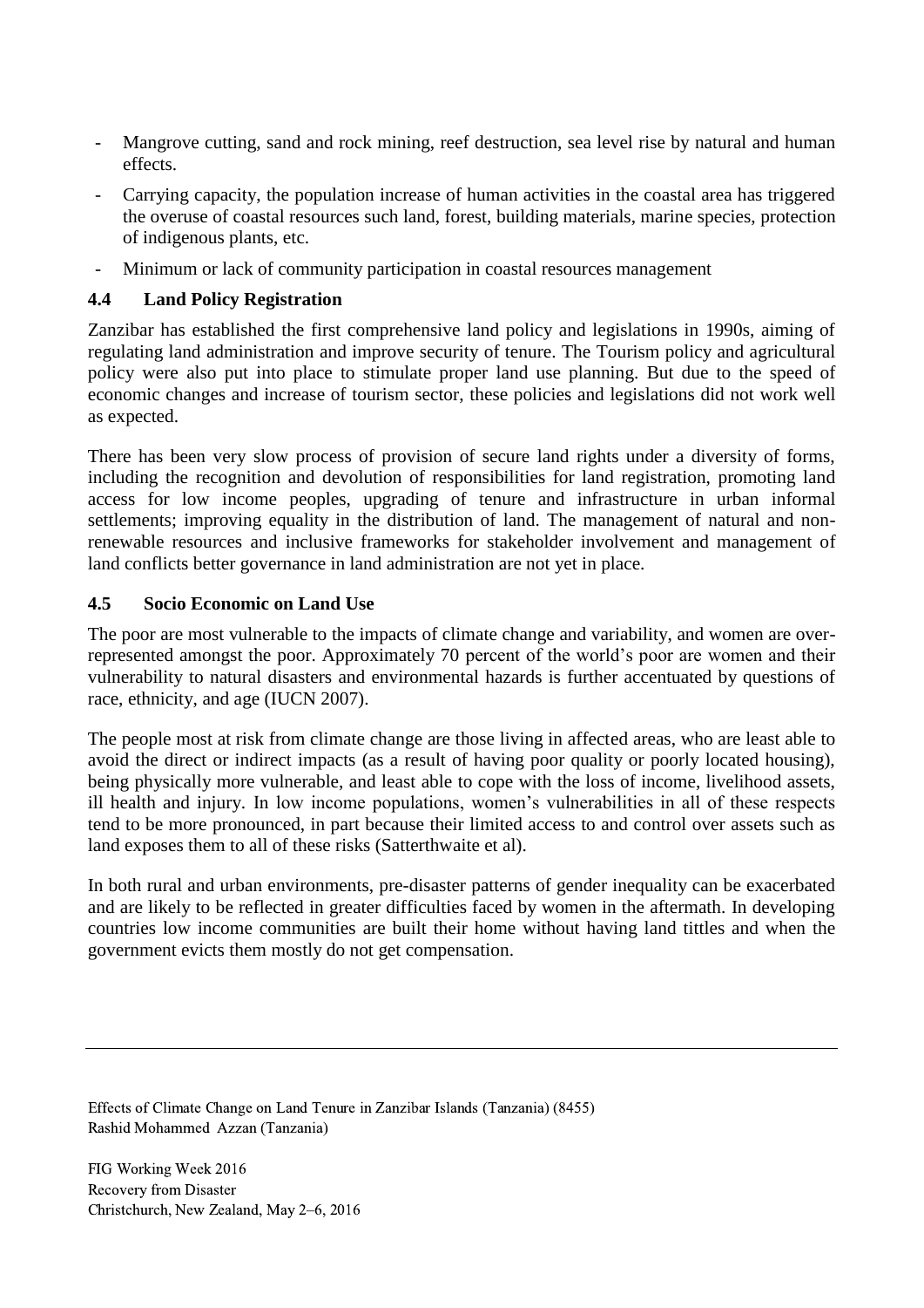- Mangrove cutting, sand and rock mining, reef destruction, sea level rise by natural and human effects.
- Carrying capacity, the population increase of human activities in the coastal area has triggered the overuse of coastal resources such land, forest, building materials, marine species, protection of indigenous plants, etc.
- Minimum or lack of community participation in coastal resources management

### 4.4 Land Policy Registration

Zanzibar has established the first comprehensive land policy and legislations in 1990s, aiming of regulating land administration and improve security of tenure. The Tourism policy and agricultural policy were also put into place to stimulate proper land use planning. But due to the speed of economic changes and increase of tourism sector, these policies and legislations did not work well as expected.

There has been very slow process of provision of secure land rights under a diversity of forms, including the recognition and devolution of responsibilities for land registration, promoting land access for low income peoples, upgrading of tenure and infrastructure in urban informal settlements; improving equality in the distribution of land. The management of natural and non-renewable resources and inclusive frameworks for stakeholder involvement and management of land conflicts better governance in land administration are not yet in place.

### 4.5 Socio Economic on Land Use

The poor are most vulnerable to the impacts of climate change and variability, and women are over-represented amongst the poor. Approximately 70 percent of the world's poor are women and their vulnerability to natural disasters and environmental hazards is further accentuated by questions of race, ethnicity, and age (IUCN 2007).

The people most at risk from climate change are those living in affected areas, who are least able to avoid the direct or indirect impacts (as a result of having poor quality or poorly located housing), being physically more vulnerable, and least able to cope with the loss of income, livelihood assets, ill health and injury. In low income populations, women's vulnerabilities in all of these respects tend to be more pronounced, in part because their limited access to and control over assets such as land exposes them to all of these risks (Satterthwaite et al).

In both rural and urban environments, pre-disaster patterns of gender inequality can be exacerbated and are likely to be reflected in greater difficulties faced by women in the aftermath. In developing countries low income communities are built their home without having land tittles and when the government evicts them mostly do not get compensation.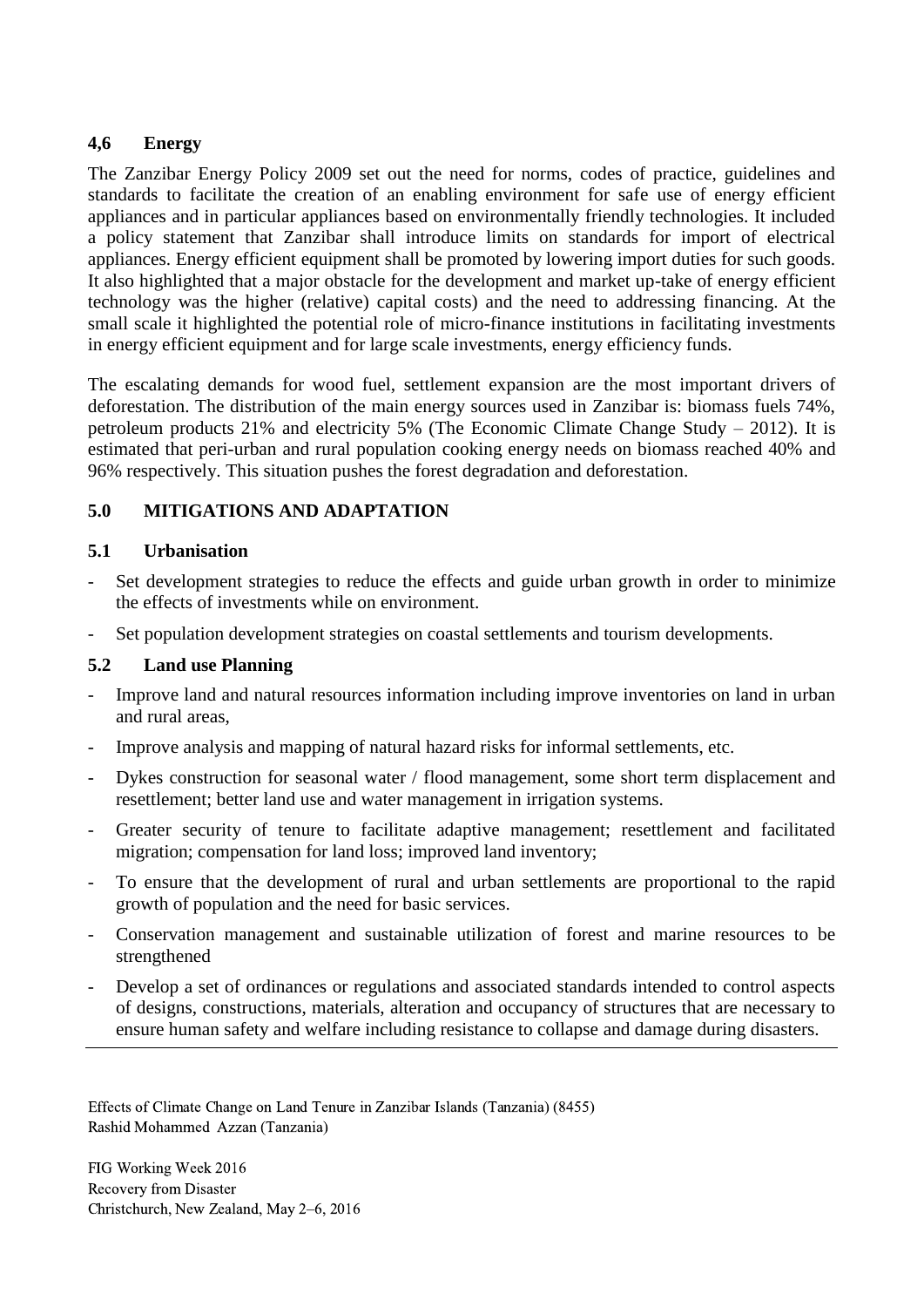### 4,6 Energy

The Zanzibar Energy Policy 2009 set out the need for norms, codes of practice, guidelines and standards to facilitate the creation of an enabling environment for safe use of energy efficient appliances and in particular appliances based on environmentally friendly technologies. It included a policy statement that Zanzibar shall introduce limits on standards for import of electrical appliances. Energy efficient equipment shall be promoted by lowering import duties for such goods. It also highlighted that a major obstacle for the development and market up-take of energy efficient technology was the higher (relative) capital costs) and the need to addressing financing. At the small scale it highlighted the potential role of micro-finance institutions in facilitating investments in energy efficient equipment and for large scale investments, energy efficiency funds.

The escalating demands for wood fuel, settlement expansion are the most important drivers of deforestation. The distribution of the main energy sources used in Zanzibar is: biomass fuels 74%, petroleum products 21% and electricity 5% (The Economic Climate Change Study – 2012). It is estimated that peri-urban and rural population cooking energy needs on biomass reached 40% and 96% respectively. This situation pushes the forest degradation and deforestation.

## 5.0 MITIGATIONS AND ADAPTATION

### 5.1 Urbanisation

- Set development strategies to reduce the effects and guide urban growth in order to minimize the effects of investments while on environment.
- Set population development strategies on coastal settlements and tourism developments.

### 5.2 Land use Planning

- Improve land and natural resources information including improve inventories on land in urban and rural areas,
- Improve analysis and mapping of natural hazard risks for informal settlements, etc.
- Dykes construction for seasonal water / flood management, some short term displacement and resettlement; better land use and water management in irrigation systems.
- Greater security of tenure to facilitate adaptive management; resettlement and facilitated migration; compensation for land loss; improved land inventory;
- To ensure that the development of rural and urban settlements are proportional to the rapid growth of population and the need for basic services.
- Conservation management and sustainable utilization of forest and marine resources to be strengthened
- Develop a set of ordinances or regulations and associated standards intended to control aspects of designs, constructions, materials, alteration and occupancy of structures that are necessary to ensure human safety and welfare including resistance to collapse and damage during disasters.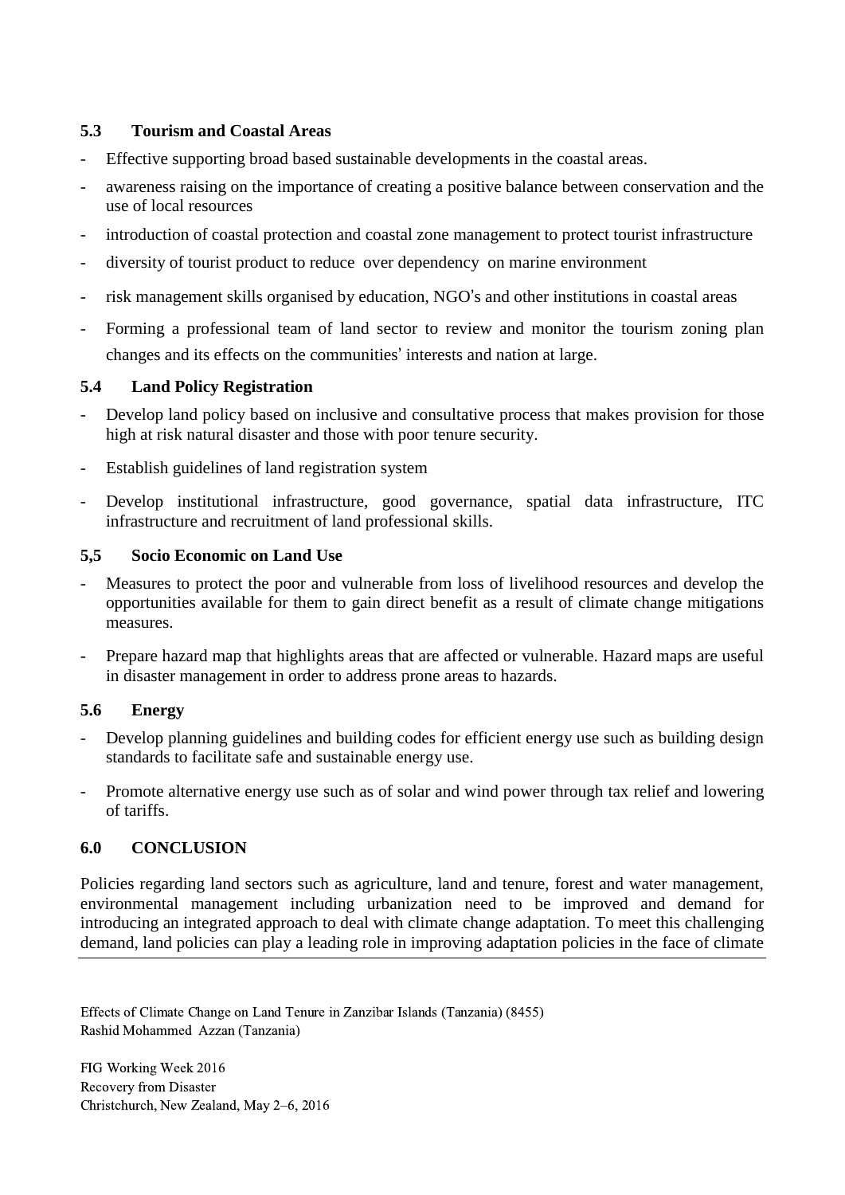### 5.3 Tourism and Coastal Areas

- Effective supporting broad based sustainable developments in the coastal areas.
- awareness raising on the importance of creating a positive balance between conservation and the use of local resources
- introduction of coastal protection and coastal zone management to protect tourist infrastructure
- diversity of tourist product to reduce over dependency on marine environment
- risk management skills organised by education, NGO's and other institutions in coastal areas
- Forming a professional team of land sector to review and monitor the tourism zoning plan changes and its effects on the communities' interests and nation at large.

### 5.4 Land Policy Registration

- Develop land policy based on inclusive and consultative process that makes provision for those high at risk natural disaster and those with poor tenure security.
- Establish guidelines of land registration system
- Develop institutional infrastructure, good governance, spatial data infrastructure, ITC infrastructure and recruitment of land professional skills.

### 5,5 Socio Economic on Land Use

- Measures to protect the poor and vulnerable from loss of livelihood resources and develop the opportunities available for them to gain direct benefit as a result of climate change mitigations measures.
- Prepare hazard map that highlights areas that are affected or vulnerable. Hazard maps are useful in disaster management in order to address prone areas to hazards.

### 5.6 Energy

- Develop planning guidelines and building codes for efficient energy use such as building design standards to facilitate safe and sustainable energy use.
- Promote alternative energy use such as of solar and wind power through tax relief and lowering of tariffs.

## 6.0 CONCLUSION

Policies regarding land sectors such as agriculture, land and tenure, forest and water management, environmental management including urbanization need to be improved and demand for introducing an integrated approach to deal with climate change adaptation. To meet this challenging demand, land policies can play a leading role in improving adaptation policies in the face of climate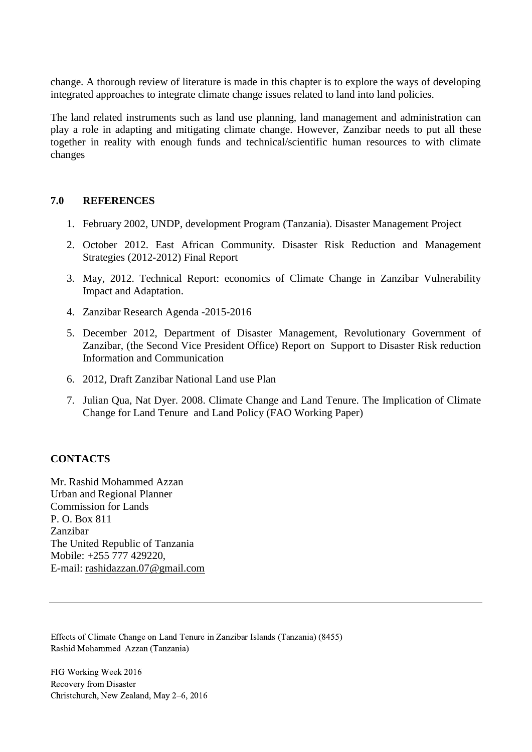change. A thorough review of literature is made in this chapter is to explore the ways of developing integrated approaches to integrate climate change issues related to land into land policies.

The land related instruments such as land use planning, land management and administration can play a role in adapting and mitigating climate change. However, Zanzibar needs to put all these together in reality with enough funds and technical/scientific human resources to with climate changes

## 7.0 REFERENCES

1. February 2002, UNDP, development Program (Tanzania). Disaster Management Project
2. October 2012. East African Community. Disaster Risk Reduction and Management Strategies (2012-2012) Final Report
3. May, 2012. Technical Report: economics of Climate Change in Zanzibar Vulnerability Impact and Adaptation.
4. Zanzibar Research Agenda -2015-2016
5. December 2012, Department of Disaster Management, Revolutionary Government of Zanzibar, (the Second Vice President Office) Report on Support to Disaster Risk reduction Information and Communication
6. 2012, Draft Zanzibar National Land use Plan
7. Julian Qua, Nat Dyer. 2008. Climate Change and Land Tenure. The Implication of Climate Change for Land Tenure and Land Policy (FAO Working Paper)

## CONTACTS

Mr. Rashid Mohammed Azzan
Urban and Regional Planner
Commission for Lands
P. O. Box 811
Zanzibar
The United Republic of Tanzania
Mobile: +255 777 429220,
E-mail: rashidazzan.07@gmail.com